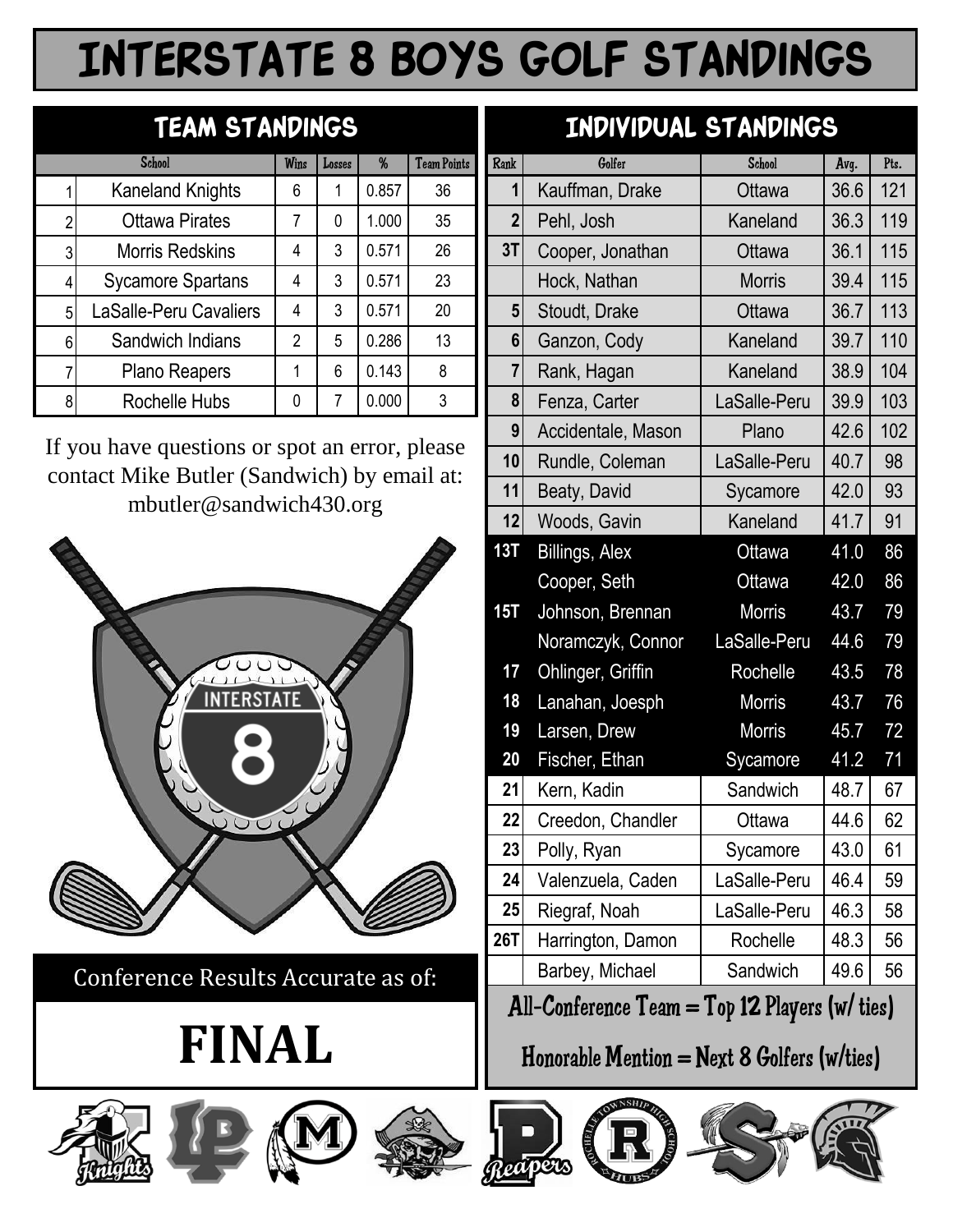# INTERSTATE 8 BOYS GOLF STANDINGS

## TEAM STANDINGS

| | School | Wins | Losses | % | Team Points |
|---|---|---|---|---|---|
| 1 | Kaneland Knights | 6 | 1 | 0.857 | 36 |
| 2 | Ottawa Pirates | 7 | 0 | 1.000 | 35 |
| 3 | Morris Redskins | 4 | 3 | 0.571 | 26 |
| 4 | Sycamore Spartans | 4 | 3 | 0.571 | 23 |
| 5 | LaSalle-Peru Cavaliers | 4 | 3 | 0.571 | 20 |
| 6 | Sandwich Indians | 2 | 5 | 0.286 | 13 |
| 7 | Plano Reapers | 1 | 6 | 0.143 | 8 |
| 8 | Rochelle Hubs | 0 | 7 | 0.000 | 3 |

If you have questions or spot an error, please contact Mike Butler (Sandwich) by email at: mbutler@sandwich430.org

Conference Results Accurate as of:

**FINAL**

## INDIVIDUAL STANDINGS

| Rank | Golfer | School | Avg. | Pts. |
|---|---|---|---|---|
| 1 | Kauffman, Drake | Ottawa | 36.6 | 121 |
| 2 | Pehl, Josh | Kaneland | 36.3 | 119 |
| 3T | Cooper, Jonathan | Ottawa | 36.1 | 115 |
| | Hock, Nathan | Morris | 39.4 | 115 |
| 5 | Stoudt, Drake | Ottawa | 36.7 | 113 |
| 6 | Ganzon, Cody | Kaneland | 39.7 | 110 |
| 7 | Rank, Hagan | Kaneland | 38.9 | 104 |
| 8 | Fenza, Carter | LaSalle-Peru | 39.9 | 103 |
| 9 | Accidentale, Mason | Plano | 42.6 | 102 |
| 10 | Rundle, Coleman | LaSalle-Peru | 40.7 | 98 |
| 11 | Beaty, David | Sycamore | 42.0 | 93 |
| 12 | Woods, Gavin | Kaneland | 41.7 | 91 |
| 13T | Billings, Alex | Ottawa | 41.0 | 86 |
| | Cooper, Seth | Ottawa | 42.0 | 86 |
| 15T | Johnson, Brennan | Morris | 43.7 | 79 |
| | Noramczyk, Connor | LaSalle-Peru | 44.6 | 79 |
| 17 | Ohlinger, Griffin | Rochelle | 43.5 | 78 |
| 18 | Lanahan, Joesph | Morris | 43.7 | 76 |
| 19 | Larsen, Drew | Morris | 45.7 | 72 |
| 20 | Fischer, Ethan | Sycamore | 41.2 | 71 |
| 21 | Kern, Kadin | Sandwich | 48.7 | 67 |
| 22 | Creedon, Chandler | Ottawa | 44.6 | 62 |
| 23 | Polly, Ryan | Sycamore | 43.0 | 61 |
| 24 | Valenzuela, Caden | LaSalle-Peru | 46.4 | 59 |
| 25 | Riegraf, Noah | LaSalle-Peru | 46.3 | 58 |
| 26T | Harrington, Damon | Rochelle | 48.3 | 56 |
| | Barbey, Michael | Sandwich | 49.6 | 56 |

All-Conference Team = Top 12 Players (w/ ties)

Honorable Mention = Next 8 Golfers (w/ties)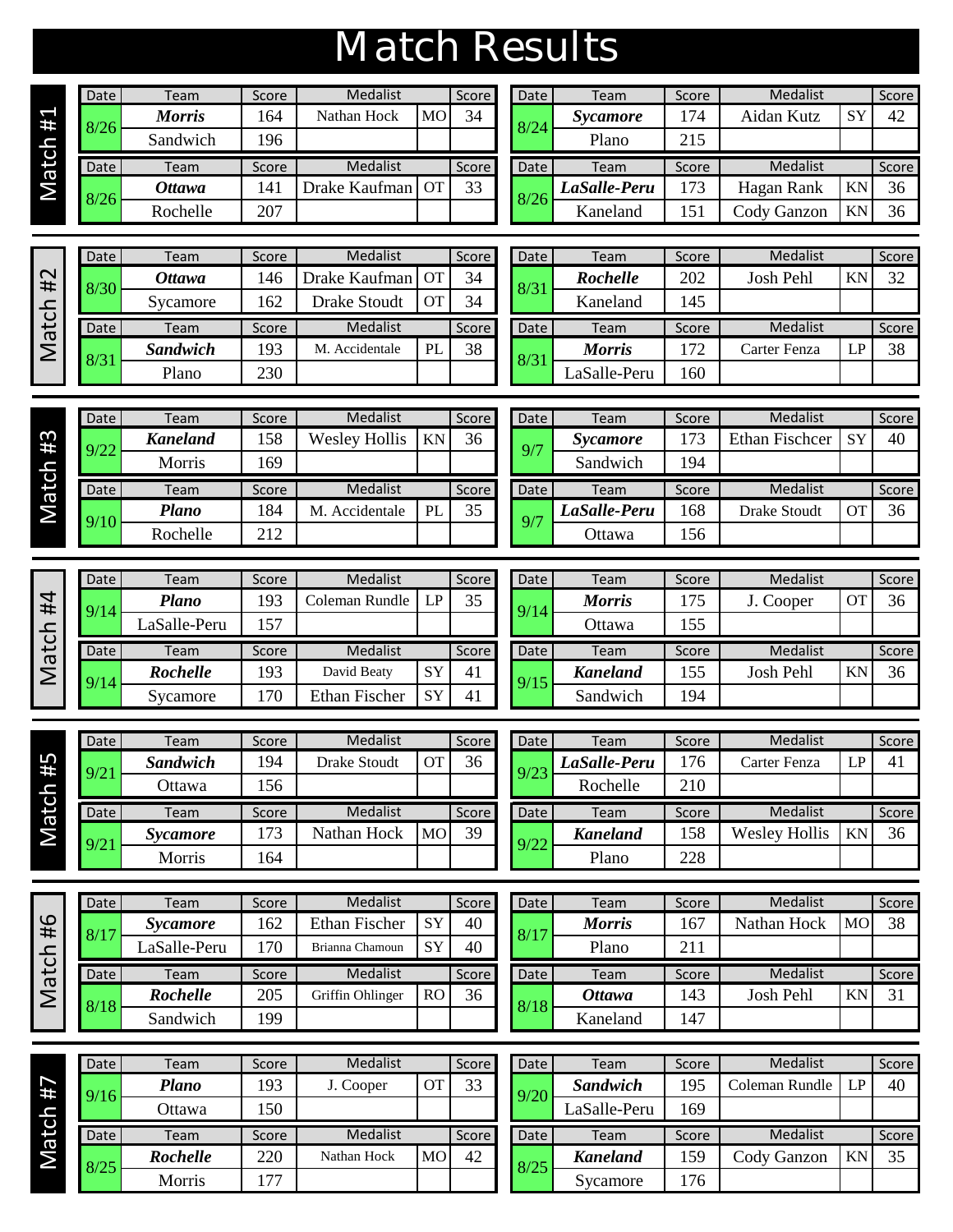# Match Results

## Match #1

| Date | Team | Score | Medalist | | Score |
|---|---|---|---|---|---|
| 8/26 | ***Morris*** | 164 | Nathan Hock | MO | 34 |
| | Sandwich | 196 | | | |

| Date | Team | Score | Medalist | | Score |
|---|---|---|---|---|---|
| 8/24 | ***Sycamore*** | 174 | Aidan Kutz | SY | 42 |
| | Plano | 215 | | | |

| Date | Team | Score | Medalist | | Score |
|---|---|---|---|---|---|
| 8/26 | ***Ottawa*** | 141 | Drake Kaufman | OT | 33 |
| | Rochelle | 207 | | | |

| Date | Team | Score | Medalist | | Score |
|---|---|---|---|---|---|
| 8/26 | ***LaSalle-Peru*** | 173 | Hagan Rank | KN | 36 |
| | Kaneland | 151 | Cody Ganzon | KN | 36 |

## Match #2

| Date | Team | Score | Medalist | | Score |
|---|---|---|---|---|---|
| 8/30 | ***Ottawa*** | 146 | Drake Kaufman | OT | 34 |
| | Sycamore | 162 | Drake Stoudt | OT | 34 |

| Date | Team | Score | Medalist | | Score |
|---|---|---|---|---|---|
| 8/31 | ***Rochelle*** | 202 | Josh Pehl | KN | 32 |
| | Kaneland | 145 | | | |

| Date | Team | Score | Medalist | | Score |
|---|---|---|---|---|---|
| 8/31 | ***Sandwich*** | 193 | M. Accidentale | PL | 38 |
| | Plano | 230 | | | |

| Date | Team | Score | Medalist | | Score |
|---|---|---|---|---|---|
| 8/31 | ***Morris*** | 172 | Carter Fenza | LP | 38 |
| | LaSalle-Peru | 160 | | | |

## Match #3

| Date | Team | Score | Medalist | | Score |
|---|---|---|---|---|---|
| 9/22 | ***Kaneland*** | 158 | Wesley Hollis | KN | 36 |
| | Morris | 169 | | | |

| Date | Team | Score | Medalist | | Score |
|---|---|---|---|---|---|
| 9/7 | ***Sycamore*** | 173 | Ethan Fischcer | SY | 40 |
| | Sandwich | 194 | | | |

| Date | Team | Score | Medalist | | Score |
|---|---|---|---|---|---|
| 9/10 | ***Plano*** | 184 | M. Accidentale | PL | 35 |
| | Rochelle | 212 | | | |

| Date | Team | Score | Medalist | | Score |
|---|---|---|---|---|---|
| 9/7 | ***LaSalle-Peru*** | 168 | Drake Stoudt | OT | 36 |
| | Ottawa | 156 | | | |

## Match #4

| Date | Team | Score | Medalist | | Score |
|---|---|---|---|---|---|
| 9/14 | ***Plano*** | 193 | Coleman Rundle | LP | 35 |
| | LaSalle-Peru | 157 | | | |

| Date | Team | Score | Medalist | | Score |
|---|---|---|---|---|---|
| 9/14 | ***Morris*** | 175 | J. Cooper | OT | 36 |
| | Ottawa | 155 | | | |

| Date | Team | Score | Medalist | | Score |
|---|---|---|---|---|---|
| 9/14 | ***Rochelle*** | 193 | David Beaty | SY | 41 |
| | Sycamore | 170 | Ethan Fischer | SY | 41 |

| Date | Team | Score | Medalist | | Score |
|---|---|---|---|---|---|
| 9/15 | ***Kaneland*** | 155 | Josh Pehl | KN | 36 |
| | Sandwich | 194 | | | |

## Match #5

| Date | Team | Score | Medalist | | Score |
|---|---|---|---|---|---|
| 9/21 | ***Sandwich*** | 194 | Drake Stoudt | OT | 36 |
| | Ottawa | 156 | | | |

| Date | Team | Score | Medalist | | Score |
|---|---|---|---|---|---|
| 9/23 | ***LaSalle-Peru*** | 176 | Carter Fenza | LP | 41 |
| | Rochelle | 210 | | | |

| Date | Team | Score | Medalist | | Score |
|---|---|---|---|---|---|
| 9/21 | ***Sycamore*** | 173 | Nathan Hock | MO | 39 |
| | Morris | 164 | | | |

| Date | Team | Score | Medalist | | Score |
|---|---|---|---|---|---|
| 9/22 | ***Kaneland*** | 158 | Wesley Hollis | KN | 36 |
| | Plano | 228 | | | |

## Match #6

| Date | Team | Score | Medalist | | Score |
|---|---|---|---|---|---|
| 8/17 | ***Sycamore*** | 162 | Ethan Fischer | SY | 40 |
| | LaSalle-Peru | 170 | Brianna Chamoun | SY | 40 |

| Date | Team | Score | Medalist | | Score |
|---|---|---|---|---|---|
| 8/17 | ***Morris*** | 167 | Nathan Hock | MO | 38 |
| | Plano | 211 | | | |

| Date | Team | Score | Medalist | | Score |
|---|---|---|---|---|---|
| 8/18 | ***Rochelle*** | 205 | Griffin Ohlinger | RO | 36 |
| | Sandwich | 199 | | | |

| Date | Team | Score | Medalist | | Score |
|---|---|---|---|---|---|
| 8/18 | ***Ottawa*** | 143 | Josh Pehl | KN | 31 |
| | Kaneland | 147 | | | |

## Match #7

| Date | Team | Score | Medalist | | Score |
|---|---|---|---|---|---|
| 9/16 | ***Plano*** | 193 | J. Cooper | OT | 33 |
| | Ottawa | 150 | | | |

| Date | Team | Score | Medalist | | Score |
|---|---|---|---|---|---|
| 9/20 | ***Sandwich*** | 195 | Coleman Rundle | LP | 40 |
| | LaSalle-Peru | 169 | | | |

| Date | Team | Score | Medalist | | Score |
|---|---|---|---|---|---|
| 8/25 | ***Rochelle*** | 220 | Nathan Hock | MO | 42 |
| | Morris | 177 | | | |

| Date | Team | Score | Medalist | | Score |
|---|---|---|---|---|---|
| 8/25 | ***Kaneland*** | 159 | Cody Ganzon | KN | 35 |
| | Sycamore | 176 | | | |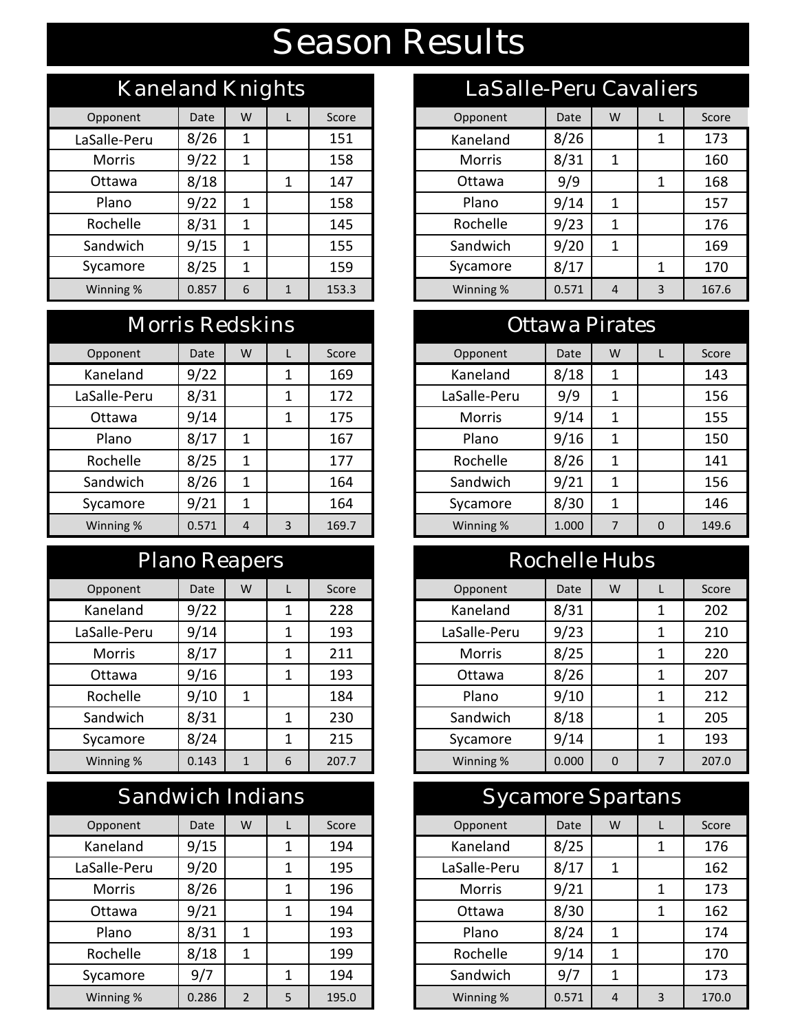# Season Results

## Kaneland Knights

| Opponent | Date | W | L | Score |
|---|---|---|---|---|
| LaSalle-Peru | 8/26 | 1 | | 151 |
| Morris | 9/22 | 1 | | 158 |
| Ottawa | 8/18 | | 1 | 147 |
| Plano | 9/22 | 1 | | 158 |
| Rochelle | 8/31 | 1 | | 145 |
| Sandwich | 9/15 | 1 | | 155 |
| Sycamore | 8/25 | 1 | | 159 |
| Winning % | 0.857 | 6 | 1 | 153.3 |

## LaSalle-Peru Cavaliers

| Opponent | Date | W | L | Score |
|---|---|---|---|---|
| Kaneland | 8/26 | | 1 | 173 |
| Morris | 8/31 | 1 | | 160 |
| Ottawa | 9/9 | | 1 | 168 |
| Plano | 9/14 | 1 | | 157 |
| Rochelle | 9/23 | 1 | | 176 |
| Sandwich | 9/20 | 1 | | 169 |
| Sycamore | 8/17 | | 1 | 170 |
| Winning % | 0.571 | 4 | 3 | 167.6 |

## Morris Redskins

| Opponent | Date | W | L | Score |
|---|---|---|---|---|
| Kaneland | 9/22 | | 1 | 169 |
| LaSalle-Peru | 8/31 | | 1 | 172 |
| Ottawa | 9/14 | | 1 | 175 |
| Plano | 8/17 | 1 | | 167 |
| Rochelle | 8/25 | 1 | | 177 |
| Sandwich | 8/26 | 1 | | 164 |
| Sycamore | 9/21 | 1 | | 164 |
| Winning % | 0.571 | 4 | 3 | 169.7 |

## Ottawa Pirates

| Opponent | Date | W | L | Score |
|---|---|---|---|---|
| Kaneland | 8/18 | 1 | | 143 |
| LaSalle-Peru | 9/9 | 1 | | 156 |
| Morris | 9/14 | 1 | | 155 |
| Plano | 9/16 | 1 | | 150 |
| Rochelle | 8/26 | 1 | | 141 |
| Sandwich | 9/21 | 1 | | 156 |
| Sycamore | 8/30 | 1 | | 146 |
| Winning % | 1.000 | 7 | 0 | 149.6 |

## Plano Reapers

| Opponent | Date | W | L | Score |
|---|---|---|---|---|
| Kaneland | 9/22 | | 1 | 228 |
| LaSalle-Peru | 9/14 | | 1 | 193 |
| Morris | 8/17 | | 1 | 211 |
| Ottawa | 9/16 | | 1 | 193 |
| Rochelle | 9/10 | 1 | | 184 |
| Sandwich | 8/31 | | 1 | 230 |
| Sycamore | 8/24 | | 1 | 215 |
| Winning % | 0.143 | 1 | 6 | 207.7 |

## Rochelle Hubs

| Opponent | Date | W | L | Score |
|---|---|---|---|---|
| Kaneland | 8/31 | | 1 | 202 |
| LaSalle-Peru | 9/23 | | 1 | 210 |
| Morris | 8/25 | | 1 | 220 |
| Ottawa | 8/26 | | 1 | 207 |
| Plano | 9/10 | | 1 | 212 |
| Sandwich | 8/18 | | 1 | 205 |
| Sycamore | 9/14 | | 1 | 193 |
| Winning % | 0.000 | 0 | 7 | 207.0 |

## Sandwich Indians

| Opponent | Date | W | L | Score |
|---|---|---|---|---|
| Kaneland | 9/15 | | 1 | 194 |
| LaSalle-Peru | 9/20 | | 1 | 195 |
| Morris | 8/26 | | 1 | 196 |
| Ottawa | 9/21 | | 1 | 194 |
| Plano | 8/31 | 1 | | 193 |
| Rochelle | 8/18 | 1 | | 199 |
| Sycamore | 9/7 | | 1 | 194 |
| Winning % | 0.286 | 2 | 5 | 195.0 |

## Sycamore Spartans

| Opponent | Date | W | L | Score |
|---|---|---|---|---|
| Kaneland | 8/25 | | 1 | 176 |
| LaSalle-Peru | 8/17 | 1 | | 162 |
| Morris | 9/21 | | 1 | 173 |
| Ottawa | 8/30 | | 1 | 162 |
| Plano | 8/24 | 1 | | 174 |
| Rochelle | 9/14 | 1 | | 170 |
| Sandwich | 9/7 | 1 | | 173 |
| Winning % | 0.571 | 4 | 3 | 170.0 |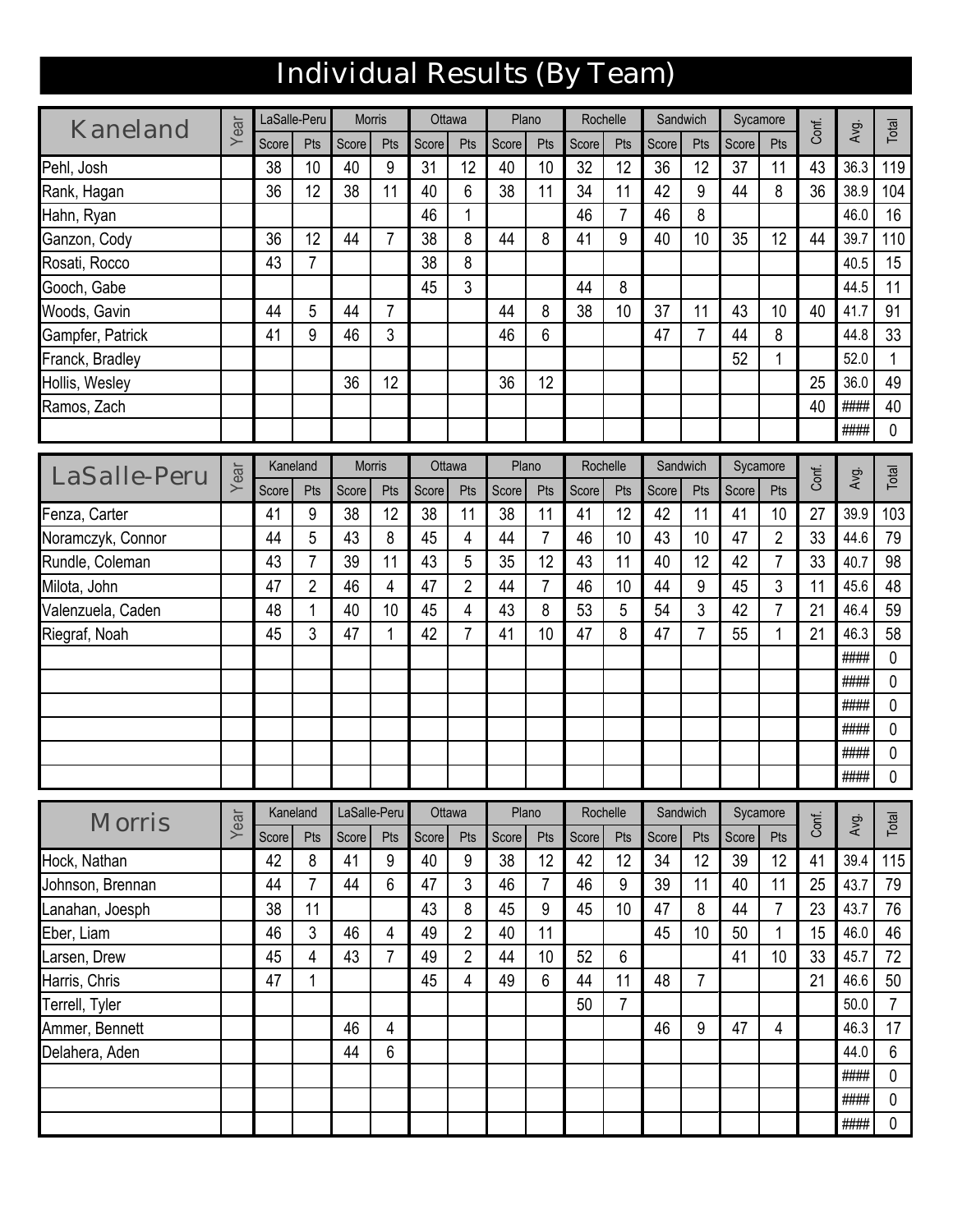# Individual Results (By Team)

| Kaneland | Year | LaSalle-Peru | | Morris | | Ottawa | | Plano | | Rochelle | | Sandwich | | Sycamore | | Conf. | Avg. | Total |
|---|---|---|---|---|---|---|---|---|---|---|---|---|---|---|---|---|---|---|
| | | Score | Pts | Score | Pts | Score | Pts | Score | Pts | Score | Pts | Score | Pts | Score | Pts | | | |
| Pehl, Josh | | 38 | 10 | 40 | 9 | 31 | 12 | 40 | 10 | 32 | 12 | 36 | 12 | 37 | 11 | 43 | 36.3 | 119 |
| Rank, Hagan | | 36 | 12 | 38 | 11 | 40 | 6 | 38 | 11 | 34 | 11 | 42 | 9 | 44 | 8 | 36 | 38.9 | 104 |
| Hahn, Ryan | | | | | | 46 | 1 | | | 46 | 7 | 46 | 8 | | | | 46.0 | 16 |
| Ganzon, Cody | | 36 | 12 | 44 | 7 | 38 | 8 | 44 | 8 | 41 | 9 | 40 | 10 | 35 | 12 | 44 | 39.7 | 110 |
| Rosati, Rocco | | 43 | 7 | | | 38 | 8 | | | | | | | | | | 40.5 | 15 |
| Gooch, Gabe | | | | | | 45 | 3 | | | 44 | 8 | | | | | | 44.5 | 11 |
| Woods, Gavin | | 44 | 5 | 44 | 7 | | | 44 | 8 | 38 | 10 | 37 | 11 | 43 | 10 | 40 | 41.7 | 91 |
| Gampfer, Patrick | | 41 | 9 | 46 | 3 | | | 46 | 6 | | | 47 | 7 | 44 | 8 | | 44.8 | 33 |
| Franck, Bradley | | | | | | | | | | | | | | 52 | 1 | | 52.0 | 1 |
| Hollis, Wesley | | | | 36 | 12 | | | 36 | 12 | | | | | | | 25 | 36.0 | 49 |
| Ramos, Zach | | | | | | | | | | | | | | | | 40 | #### | 40 |
| | | | | | | | | | | | | | | | | | #### | 0 |

| LaSalle-Peru | Year | Kaneland | | Morris | | Ottawa | | Plano | | Rochelle | | Sandwich | | Sycamore | | Conf. | Avg. | Total |
|---|---|---|---|---|---|---|---|---|---|---|---|---|---|---|---|---|---|---|
| | | Score | Pts | Score | Pts | Score | Pts | Score | Pts | Score | Pts | Score | Pts | Score | Pts | | | |
| Fenza, Carter | | 41 | 9 | 38 | 12 | 38 | 11 | 38 | 11 | 41 | 12 | 42 | 11 | 41 | 10 | 27 | 39.9 | 103 |
| Noramczyk, Connor | | 44 | 5 | 43 | 8 | 45 | 4 | 44 | 7 | 46 | 10 | 43 | 10 | 47 | 2 | 33 | 44.6 | 79 |
| Rundle, Coleman | | 43 | 7 | 39 | 11 | 43 | 5 | 35 | 12 | 43 | 11 | 40 | 12 | 42 | 7 | 33 | 40.7 | 98 |
| Milota, John | | 47 | 2 | 46 | 4 | 47 | 2 | 44 | 7 | 46 | 10 | 44 | 9 | 45 | 3 | 11 | 45.6 | 48 |
| Valenzuela, Caden | | 48 | 1 | 40 | 10 | 45 | 4 | 43 | 8 | 53 | 5 | 54 | 3 | 42 | 7 | 21 | 46.4 | 59 |
| Riegraf, Noah | | 45 | 3 | 47 | 1 | 42 | 7 | 41 | 10 | 47 | 8 | 47 | 7 | 55 | 1 | 21 | 46.3 | 58 |
| | | | | | | | | | | | | | | | | | #### | 0 |
| | | | | | | | | | | | | | | | | | #### | 0 |
| | | | | | | | | | | | | | | | | | #### | 0 |
| | | | | | | | | | | | | | | | | | #### | 0 |
| | | | | | | | | | | | | | | | | | #### | 0 |
| | | | | | | | | | | | | | | | | | #### | 0 |

| Morris | Year | Kaneland | | LaSalle-Peru | | Ottawa | | Plano | | Rochelle | | Sandwich | | Sycamore | | Conf. | Avg. | Total |
|---|---|---|---|---|---|---|---|---|---|---|---|---|---|---|---|---|---|---|
| | | Score | Pts | Score | Pts | Score | Pts | Score | Pts | Score | Pts | Score | Pts | Score | Pts | | | |
| Hock, Nathan | | 42 | 8 | 41 | 9 | 40 | 9 | 38 | 12 | 42 | 12 | 34 | 12 | 39 | 12 | 41 | 39.4 | 115 |
| Johnson, Brennan | | 44 | 7 | 44 | 6 | 47 | 3 | 46 | 7 | 46 | 9 | 39 | 11 | 40 | 11 | 25 | 43.7 | 79 |
| Lanahan, Joesph | | 38 | 11 | | | 43 | 8 | 45 | 9 | 45 | 10 | 47 | 8 | 44 | 7 | 23 | 43.7 | 76 |
| Eber, Liam | | 46 | 3 | 46 | 4 | 49 | 2 | 40 | 11 | | | 45 | 10 | 50 | 1 | 15 | 46.0 | 46 |
| Larsen, Drew | | 45 | 4 | 43 | 7 | 49 | 2 | 44 | 10 | 52 | 6 | | | 41 | 10 | 33 | 45.7 | 72 |
| Harris, Chris | | 47 | 1 | | | 45 | 4 | 49 | 6 | 44 | 11 | 48 | 7 | | | 21 | 46.6 | 50 |
| Terrell, Tyler | | | | | | | | | | 50 | 7 | | | | | | 50.0 | 7 |
| Ammer, Bennett | | | | 46 | 4 | | | | | | | 46 | 9 | 47 | 4 | | 46.3 | 17 |
| Delahera, Aden | | | | 44 | 6 | | | | | | | | | | | | 44.0 | 6 |
| | | | | | | | | | | | | | | | | | #### | 0 |
| | | | | | | | | | | | | | | | | | #### | 0 |
| | | | | | | | | | | | | | | | | | #### | 0 |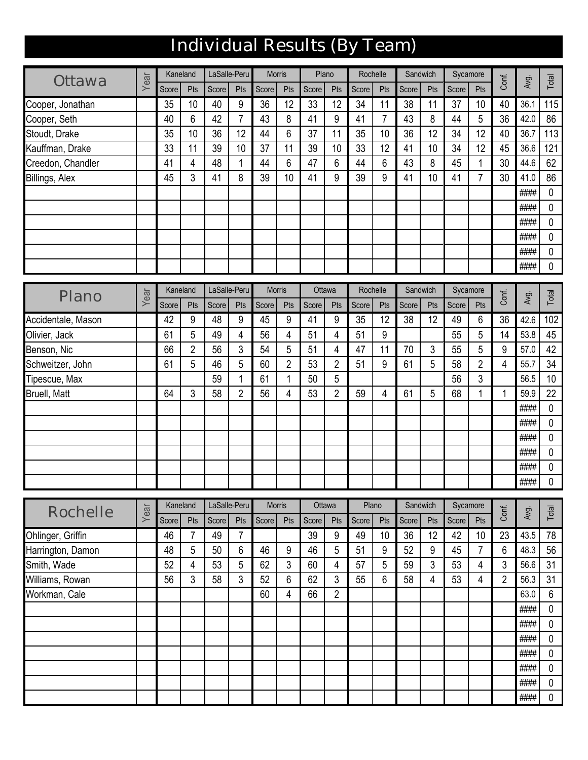# Individual Results (By Team)

| Ottawa | Year | Kaneland | | LaSalle-Peru | | Morris | | Plano | | Rochelle | | Sandwich | | Sycamore | | Conf. | Avg. | Total |
|---|---|---|---|---|---|---|---|---|---|---|---|---|---|---|---|---|---|---|
| | | Score | Pts | Score | Pts | Score | Pts | Score | Pts | Score | Pts | Score | Pts | Score | Pts | | | |
| Cooper, Jonathan | | 35 | 10 | 40 | 9 | 36 | 12 | 33 | 12 | 34 | 11 | 38 | 11 | 37 | 10 | 40 | 36.1 | 115 |
| Cooper, Seth | | 40 | 6 | 42 | 7 | 43 | 8 | 41 | 9 | 41 | 7 | 43 | 8 | 44 | 5 | 36 | 42.0 | 86 |
| Stoudt, Drake | | 35 | 10 | 36 | 12 | 44 | 6 | 37 | 11 | 35 | 10 | 36 | 12 | 34 | 12 | 40 | 36.7 | 113 |
| Kauffman, Drake | | 33 | 11 | 39 | 10 | 37 | 11 | 39 | 10 | 33 | 12 | 41 | 10 | 34 | 12 | 45 | 36.6 | 121 |
| Creedon, Chandler | | 41 | 4 | 48 | 1 | 44 | 6 | 47 | 6 | 44 | 6 | 43 | 8 | 45 | 1 | 30 | 44.6 | 62 |
| Billings, Alex | | 45 | 3 | 41 | 8 | 39 | 10 | 41 | 9 | 39 | 9 | 41 | 10 | 41 | 7 | 30 | 41.0 | 86 |
| | | | | | | | | | | | | | | | | | #### | 0 |
| | | | | | | | | | | | | | | | | | #### | 0 |
| | | | | | | | | | | | | | | | | | #### | 0 |
| | | | | | | | | | | | | | | | | | #### | 0 |
| | | | | | | | | | | | | | | | | | #### | 0 |
| | | | | | | | | | | | | | | | | | #### | 0 |

| Plano | Year | Kaneland | | LaSalle-Peru | | Morris | | Ottawa | | Rochelle | | Sandwich | | Sycamore | | Conf. | Avg. | Total |
|---|---|---|---|---|---|---|---|---|---|---|---|---|---|---|---|---|---|---|
| | | Score | Pts | Score | Pts | Score | Pts | Score | Pts | Score | Pts | Score | Pts | Score | Pts | | | |
| Accidentale, Mason | | 42 | 9 | 48 | 9 | 45 | 9 | 41 | 9 | 35 | 12 | 38 | 12 | 49 | 6 | 36 | 42.6 | 102 |
| Olivier, Jack | | 61 | 5 | 49 | 4 | 56 | 4 | 51 | 4 | 51 | 9 | | | 55 | 5 | 14 | 53.8 | 45 |
| Benson, Nic | | 66 | 2 | 56 | 3 | 54 | 5 | 51 | 4 | 47 | 11 | 70 | 3 | 55 | 5 | 9 | 57.0 | 42 |
| Schweitzer, John | | 61 | 5 | 46 | 5 | 60 | 2 | 53 | 2 | 51 | 9 | 61 | 5 | 58 | 2 | 4 | 55.7 | 34 |
| Tipescue, Max | | | | 59 | 1 | 61 | 1 | 50 | 5 | | | | | 56 | 3 | | 56.5 | 10 |
| Bruell, Matt | | 64 | 3 | 58 | 2 | 56 | 4 | 53 | 2 | 59 | 4 | 61 | 5 | 68 | 1 | 1 | 59.9 | 22 |
| | | | | | | | | | | | | | | | | | #### | 0 |
| | | | | | | | | | | | | | | | | | #### | 0 |
| | | | | | | | | | | | | | | | | | #### | 0 |
| | | | | | | | | | | | | | | | | | #### | 0 |
| | | | | | | | | | | | | | | | | | #### | 0 |
| | | | | | | | | | | | | | | | | | #### | 0 |

| Rochelle | Year | Kaneland | | LaSalle-Peru | | Morris | | Ottawa | | Plano | | Sandwich | | Sycamore | | Conf. | Avg. | Total |
|---|---|---|---|---|---|---|---|---|---|---|---|---|---|---|---|---|---|---|
| | | Score | Pts | Score | Pts | Score | Pts | Score | Pts | Score | Pts | Score | Pts | Score | Pts | | | |
| Ohlinger, Griffin | | 46 | 7 | 49 | 7 | | | 39 | 9 | 49 | 10 | 36 | 12 | 42 | 10 | 23 | 43.5 | 78 |
| Harrington, Damon | | 48 | 5 | 50 | 6 | 46 | 9 | 46 | 5 | 51 | 9 | 52 | 9 | 45 | 7 | 6 | 48.3 | 56 |
| Smith, Wade | | 52 | 4 | 53 | 5 | 62 | 3 | 60 | 4 | 57 | 5 | 59 | 3 | 53 | 4 | 3 | 56.6 | 31 |
| Williams, Rowan | | 56 | 3 | 58 | 3 | 52 | 6 | 62 | 3 | 55 | 6 | 58 | 4 | 53 | 4 | 2 | 56.3 | 31 |
| Workman, Cale | | | | | | 60 | 4 | 66 | 2 | | | | | | | | 63.0 | 6 |
| | | | | | | | | | | | | | | | | | #### | 0 |
| | | | | | | | | | | | | | | | | | #### | 0 |
| | | | | | | | | | | | | | | | | | #### | 0 |
| | | | | | | | | | | | | | | | | | #### | 0 |
| | | | | | | | | | | | | | | | | | #### | 0 |
| | | | | | | | | | | | | | | | | | #### | 0 |
| | | | | | | | | | | | | | | | | | #### | 0 |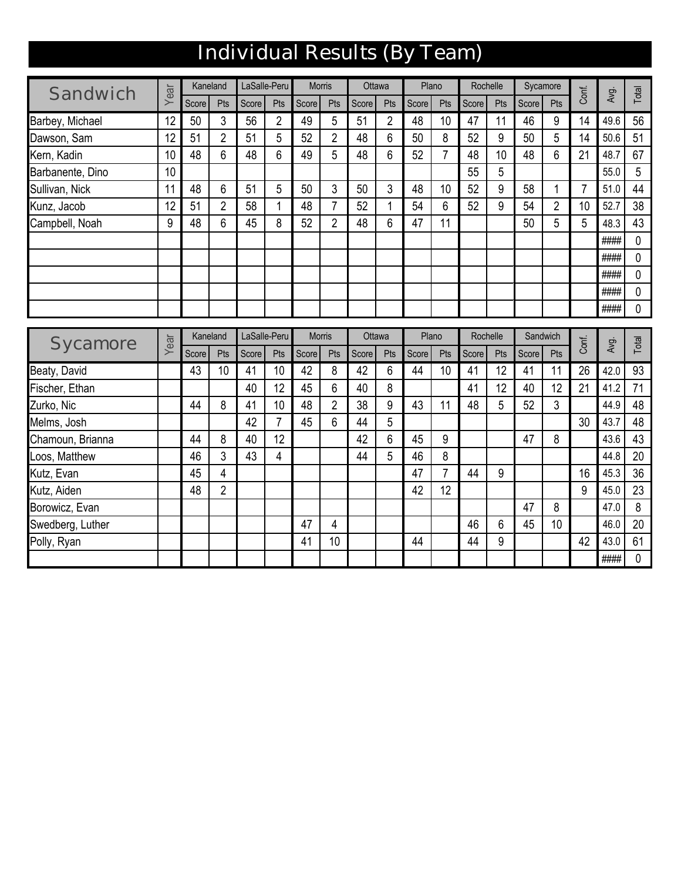# Individual Results (By Team)

| Sandwich | Year | Kaneland | | LaSalle-Peru | | Morris | | Ottawa | | Plano | | Rochelle | | Sycamore | | Conf. | Avg. | Total |
|---|---|---|---|---|---|---|---|---|---|---|---|---|---|---|---|---|---|---|
| | | Score | Pts | Score | Pts | Score | Pts | Score | Pts | Score | Pts | Score | Pts | Score | Pts | | | |
| Barbey, Michael | 12 | 50 | 3 | 56 | 2 | 49 | 5 | 51 | 2 | 48 | 10 | 47 | 11 | 46 | 9 | 14 | 49.6 | 56 |
| Dawson, Sam | 12 | 51 | 2 | 51 | 5 | 52 | 2 | 48 | 6 | 50 | 8 | 52 | 9 | 50 | 5 | 14 | 50.6 | 51 |
| Kern, Kadin | 10 | 48 | 6 | 48 | 6 | 49 | 5 | 48 | 6 | 52 | 7 | 48 | 10 | 48 | 6 | 21 | 48.7 | 67 |
| Barbanente, Dino | 10 | | | | | | | | | | | 55 | 5 | | | | 55.0 | 5 |
| Sullivan, Nick | 11 | 48 | 6 | 51 | 5 | 50 | 3 | 50 | 3 | 48 | 10 | 52 | 9 | 58 | 1 | 7 | 51.0 | 44 |
| Kunz, Jacob | 12 | 51 | 2 | 58 | 1 | 48 | 7 | 52 | 1 | 54 | 6 | 52 | 9 | 54 | 2 | 10 | 52.7 | 38 |
| Campbell, Noah | 9 | 48 | 6 | 45 | 8 | 52 | 2 | 48 | 6 | 47 | 11 | | | 50 | 5 | 5 | 48.3 | 43 |
| | | | | | | | | | | | | | | | | | #### | 0 |
| | | | | | | | | | | | | | | | | | #### | 0 |
| | | | | | | | | | | | | | | | | | #### | 0 |
| | | | | | | | | | | | | | | | | | #### | 0 |
| | | | | | | | | | | | | | | | | | #### | 0 |

| Sycamore | Year | Kaneland | | LaSalle-Peru | | Morris | | Ottawa | | Plano | | Rochelle | | Sandwich | | Conf. | Avg. | Total |
|---|---|---|---|---|---|---|---|---|---|---|---|---|---|---|---|---|---|---|
| | | Score | Pts | Score | Pts | Score | Pts | Score | Pts | Score | Pts | Score | Pts | Score | Pts | | | |
| Beaty, David | | 43 | 10 | 41 | 10 | 42 | 8 | 42 | 6 | 44 | 10 | 41 | 12 | 41 | 11 | 26 | 42.0 | 93 |
| Fischer, Ethan | | | | 40 | 12 | 45 | 6 | 40 | 8 | | | 41 | 12 | 40 | 12 | 21 | 41.2 | 71 |
| Zurko, Nic | | 44 | 8 | 41 | 10 | 48 | 2 | 38 | 9 | 43 | 11 | 48 | 5 | 52 | 3 | | 44.9 | 48 |
| Melms, Josh | | | | 42 | 7 | 45 | 6 | 44 | 5 | | | | | | | 30 | 43.7 | 48 |
| Chamoun, Brianna | | 44 | 8 | 40 | 12 | | | 42 | 6 | 45 | 9 | | | 47 | 8 | | 43.6 | 43 |
| Loos, Matthew | | 46 | 3 | 43 | 4 | | | 44 | 5 | 46 | 8 | | | | | | 44.8 | 20 |
| Kutz, Evan | | 45 | 4 | | | | | | | 47 | 7 | 44 | 9 | | | 16 | 45.3 | 36 |
| Kutz, Aiden | | 48 | 2 | | | | | | | 42 | 12 | | | | | 9 | 45.0 | 23 |
| Borowicz, Evan | | | | | | | | | | | | | | 47 | 8 | | 47.0 | 8 |
| Swedberg, Luther | | | | | | 47 | 4 | | | | | 46 | 6 | 45 | 10 | | 46.0 | 20 |
| Polly, Ryan | | | | | | 41 | 10 | | | 44 | | 44 | 9 | | | 42 | 43.0 | 61 |
| | | | | | | | | | | | | | | | | | #### | 0 |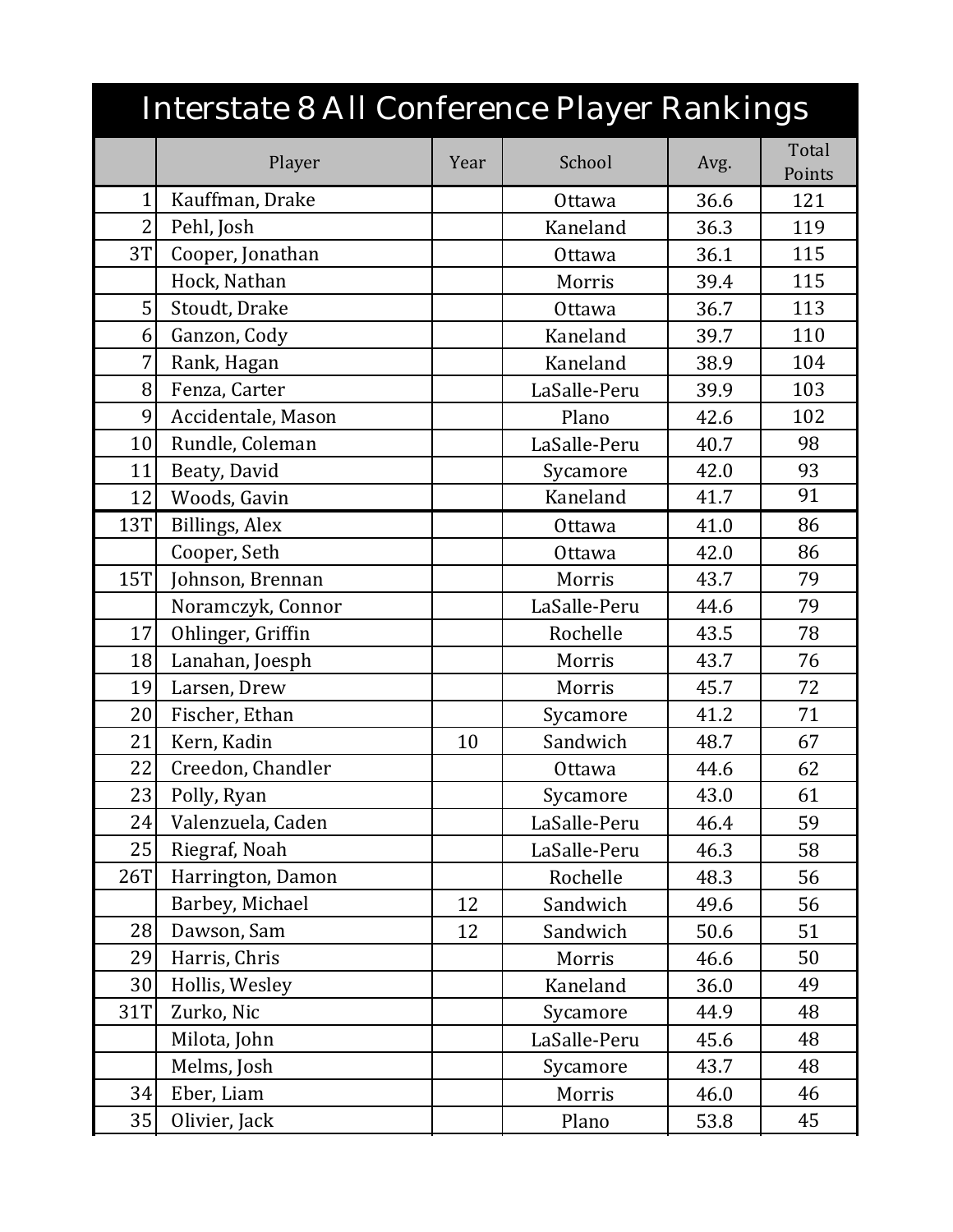# Interstate 8 All Conference Player Rankings

| | Player | Year | School | Avg. | Total Points |
|---|---|---|---|---|---|
| 1 | Kauffman, Drake | | Ottawa | 36.6 | 121 |
| 2 | Pehl, Josh | | Kaneland | 36.3 | 119 |
| 3T | Cooper, Jonathan | | Ottawa | 36.1 | 115 |
| | Hock, Nathan | | Morris | 39.4 | 115 |
| 5 | Stoudt, Drake | | Ottawa | 36.7 | 113 |
| 6 | Ganzon, Cody | | Kaneland | 39.7 | 110 |
| 7 | Rank, Hagan | | Kaneland | 38.9 | 104 |
| 8 | Fenza, Carter | | LaSalle-Peru | 39.9 | 103 |
| 9 | Accidentale, Mason | | Plano | 42.6 | 102 |
| 10 | Rundle, Coleman | | LaSalle-Peru | 40.7 | 98 |
| 11 | Beaty, David | | Sycamore | 42.0 | 93 |
| 12 | Woods, Gavin | | Kaneland | 41.7 | 91 |
| 13T | Billings, Alex | | Ottawa | 41.0 | 86 |
| | Cooper, Seth | | Ottawa | 42.0 | 86 |
| 15T | Johnson, Brennan | | Morris | 43.7 | 79 |
| | Noramczyk, Connor | | LaSalle-Peru | 44.6 | 79 |
| 17 | Ohlinger, Griffin | | Rochelle | 43.5 | 78 |
| 18 | Lanahan, Joesph | | Morris | 43.7 | 76 |
| 19 | Larsen, Drew | | Morris | 45.7 | 72 |
| 20 | Fischer, Ethan | | Sycamore | 41.2 | 71 |
| 21 | Kern, Kadin | 10 | Sandwich | 48.7 | 67 |
| 22 | Creedon, Chandler | | Ottawa | 44.6 | 62 |
| 23 | Polly, Ryan | | Sycamore | 43.0 | 61 |
| 24 | Valenzuela, Caden | | LaSalle-Peru | 46.4 | 59 |
| 25 | Riegraf, Noah | | LaSalle-Peru | 46.3 | 58 |
| 26T | Harrington, Damon | | Rochelle | 48.3 | 56 |
| | Barbey, Michael | 12 | Sandwich | 49.6 | 56 |
| 28 | Dawson, Sam | 12 | Sandwich | 50.6 | 51 |
| 29 | Harris, Chris | | Morris | 46.6 | 50 |
| 30 | Hollis, Wesley | | Kaneland | 36.0 | 49 |
| 31T | Zurko, Nic | | Sycamore | 44.9 | 48 |
| | Milota, John | | LaSalle-Peru | 45.6 | 48 |
| | Melms, Josh | | Sycamore | 43.7 | 48 |
| 34 | Eber, Liam | | Morris | 46.0 | 46 |
| 35 | Olivier, Jack | | Plano | 53.8 | 45 |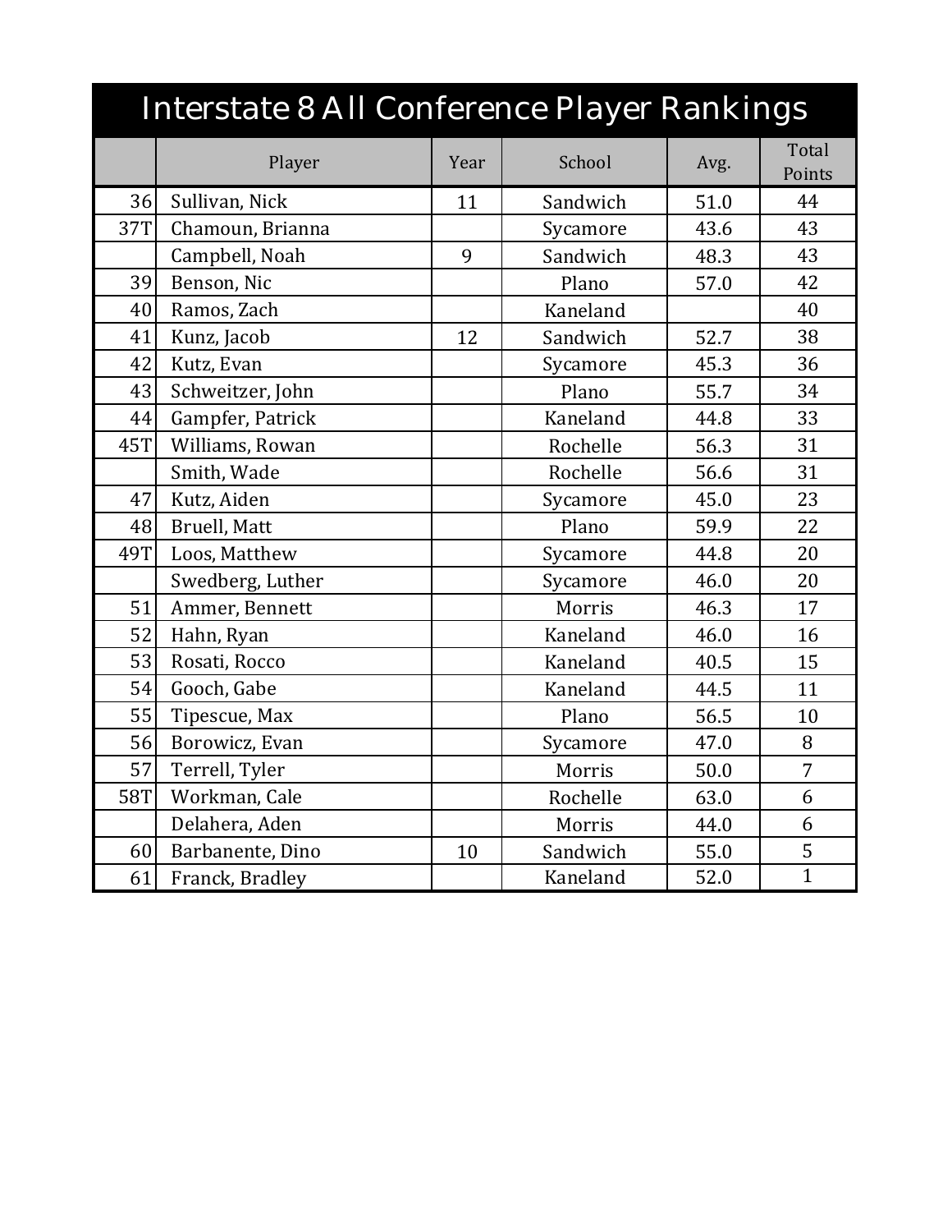# Interstate 8 All Conference Player Rankings

| | Player | Year | School | Avg. | Total Points |
|---|---|---|---|---|---|
| 36 | Sullivan, Nick | 11 | Sandwich | 51.0 | 44 |
| 37T | Chamoun, Brianna | | Sycamore | 43.6 | 43 |
| | Campbell, Noah | 9 | Sandwich | 48.3 | 43 |
| 39 | Benson, Nic | | Plano | 57.0 | 42 |
| 40 | Ramos, Zach | | Kaneland | | 40 |
| 41 | Kunz, Jacob | 12 | Sandwich | 52.7 | 38 |
| 42 | Kutz, Evan | | Sycamore | 45.3 | 36 |
| 43 | Schweitzer, John | | Plano | 55.7 | 34 |
| 44 | Gampfer, Patrick | | Kaneland | 44.8 | 33 |
| 45T | Williams, Rowan | | Rochelle | 56.3 | 31 |
| | Smith, Wade | | Rochelle | 56.6 | 31 |
| 47 | Kutz, Aiden | | Sycamore | 45.0 | 23 |
| 48 | Bruell, Matt | | Plano | 59.9 | 22 |
| 49T | Loos, Matthew | | Sycamore | 44.8 | 20 |
| | Swedberg, Luther | | Sycamore | 46.0 | 20 |
| 51 | Ammer, Bennett | | Morris | 46.3 | 17 |
| 52 | Hahn, Ryan | | Kaneland | 46.0 | 16 |
| 53 | Rosati, Rocco | | Kaneland | 40.5 | 15 |
| 54 | Gooch, Gabe | | Kaneland | 44.5 | 11 |
| 55 | Tipescue, Max | | Plano | 56.5 | 10 |
| 56 | Borowicz, Evan | | Sycamore | 47.0 | 8 |
| 57 | Terrell, Tyler | | Morris | 50.0 | 7 |
| 58T | Workman, Cale | | Rochelle | 63.0 | 6 |
| | Delahera, Aden | | Morris | 44.0 | 6 |
| 60 | Barbanente, Dino | 10 | Sandwich | 55.0 | 5 |
| 61 | Franck, Bradley | | Kaneland | 52.0 | 1 |